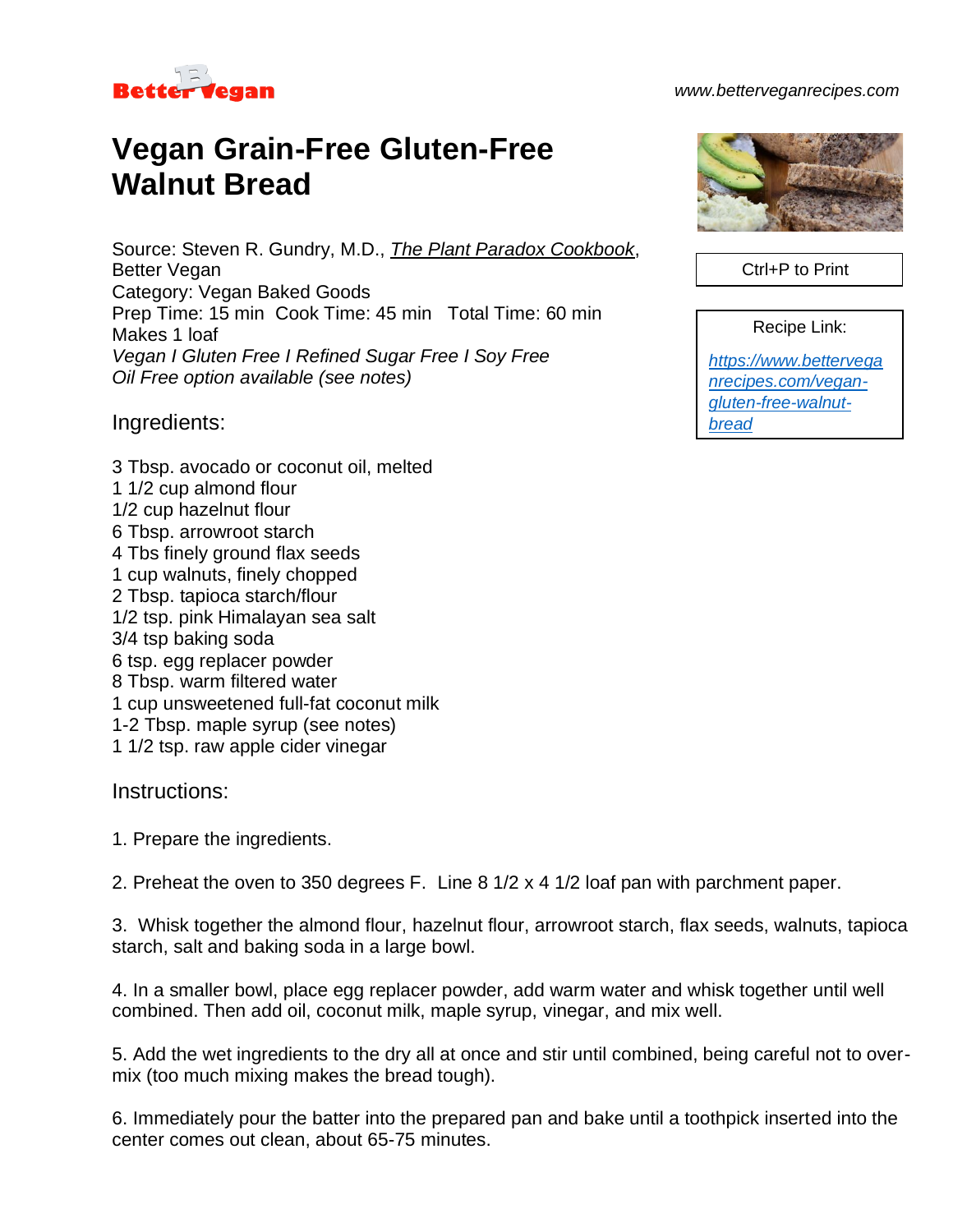Better Vegan

www.betterveganrecipes.com

# Vegan Grain-Free Gluten-Free Walnut Bread

Ctrl+P to Print

Recipe Link:

[https://www.betterveganrecipes.com/vegan-gluten-free-walnut-bread](https://www.betterveganrecipes.com/vegan-gluten-free-walnut-bread)

Source: Steven R. Gundry, M.D., *The Plant Paradox Cookbook*, Better Vegan
Category: Vegan Baked Goods
Prep Time: 15 min Cook Time: 45 min Total Time: 60 min
Makes 1 loaf
*Vegan I Gluten Free I Refined Sugar Free I Soy Free*
*Oil Free option available (see notes)*

## Ingredients:

3 Tbsp. avocado or coconut oil, melted
1 1/2 cup almond flour
1/2 cup hazelnut flour
6 Tbsp. arrowroot starch
4 Tbs finely ground flax seeds
1 cup walnuts, finely chopped
2 Tbsp. tapioca starch/flour
1/2 tsp. pink Himalayan sea salt
3/4 tsp baking soda
6 tsp. egg replacer powder
8 Tbsp. warm filtered water
1 cup unsweetened full-fat coconut milk
1-2 Tbsp. maple syrup (see notes)
1 1/2 tsp. raw apple cider vinegar

## Instructions:

1. Prepare the ingredients.

2. Preheat the oven to 350 degrees F. Line 8 1/2 x 4 1/2 loaf pan with parchment paper.

3. Whisk together the almond flour, hazelnut flour, arrowroot starch, flax seeds, walnuts, tapioca starch, salt and baking soda in a large bowl.

4. In a smaller bowl, place egg replacer powder, add warm water and whisk together until well combined. Then add oil, coconut milk, maple syrup, vinegar, and mix well.

5. Add the wet ingredients to the dry all at once and stir until combined, being careful not to over-mix (too much mixing makes the bread tough).

6. Immediately pour the batter into the prepared pan and bake until a toothpick inserted into the center comes out clean, about 65-75 minutes.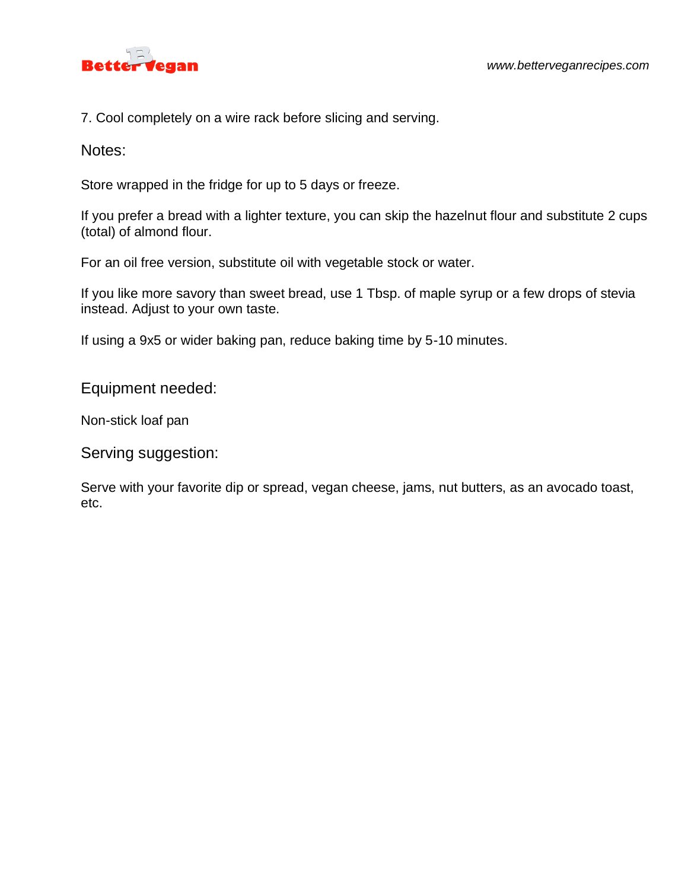7. Cool completely on a wire rack before slicing and serving.

## Notes:

Store wrapped in the fridge for up to 5 days or freeze.

If you prefer a bread with a lighter texture, you can skip the hazelnut flour and substitute 2 cups (total) of almond flour.

For an oil free version, substitute oil with vegetable stock or water.

If you like more savory than sweet bread, use 1 Tbsp. of maple syrup or a few drops of stevia instead. Adjust to your own taste.

If using a 9x5 or wider baking pan, reduce baking time by 5-10 minutes.

## Equipment needed:

Non-stick loaf pan

## Serving suggestion:

Serve with your favorite dip or spread, vegan cheese, jams, nut butters, as an avocado toast, etc.